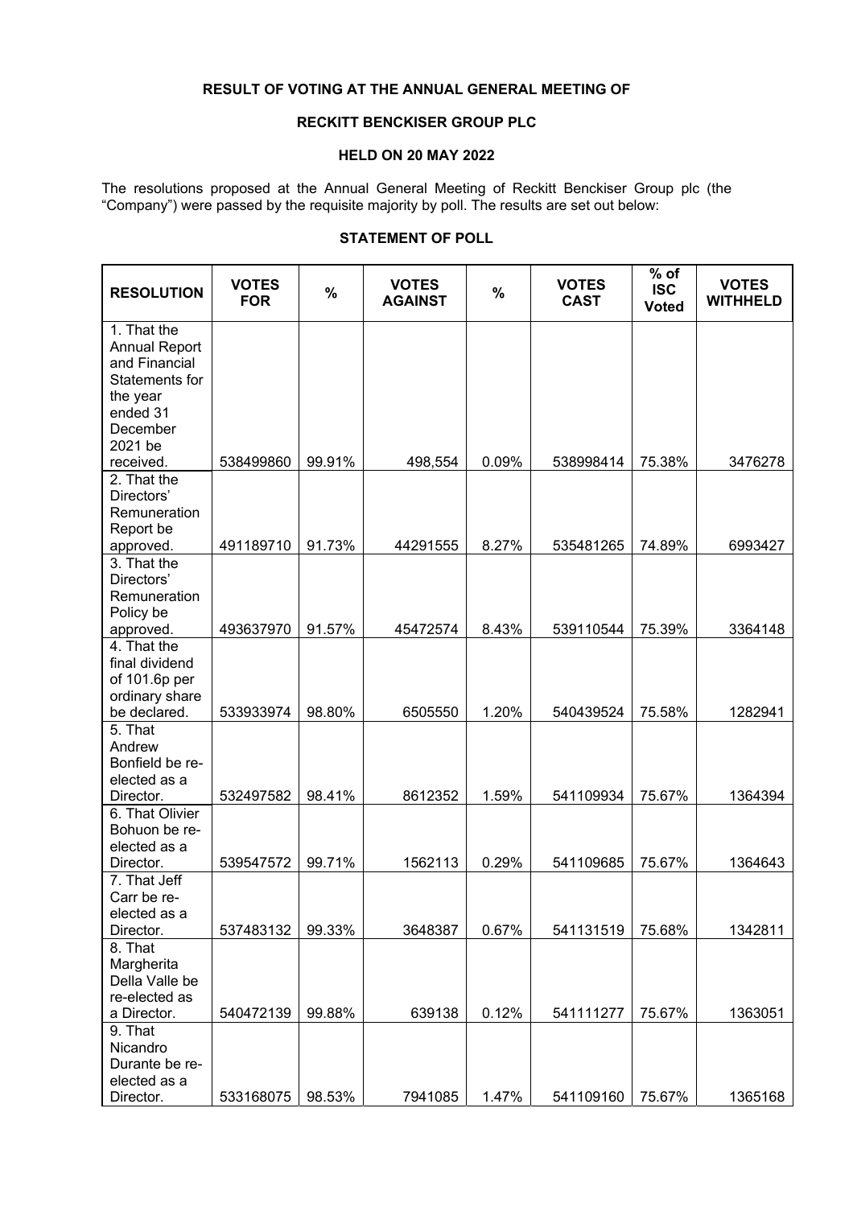**RESULT OF VOTING AT THE ANNUAL GENERAL MEETING OF**

**RECKITT BENCKISER GROUP PLC**

**HELD ON 20 MAY 2022**

The resolutions proposed at the Annual General Meeting of Reckitt Benckiser Group plc (the "Company") were passed by the requisite majority by poll. The results are set out below:

**STATEMENT OF POLL**

| RESOLUTION | VOTES FOR | % | VOTES AGAINST | % | VOTES CAST | % of ISC Voted | VOTES WITHHELD |
|---|---|---|---|---|---|---|---|
| 1. That the Annual Report and Financial Statements for the year ended 31 December 2021 be received. | 538499860 | 99.91% | 498,554 | 0.09% | 538998414 | 75.38% | 3476278 |
| 2. That the Directors' Remuneration Report be approved. | 491189710 | 91.73% | 44291555 | 8.27% | 535481265 | 74.89% | 6993427 |
| 3. That the Directors' Remuneration Policy be approved. | 493637970 | 91.57% | 45472574 | 8.43% | 539110544 | 75.39% | 3364148 |
| 4. That the final dividend of 101.6p per ordinary share be declared. | 533933974 | 98.80% | 6505550 | 1.20% | 540439524 | 75.58% | 1282941 |
| 5. That Andrew Bonfield be re-elected as a Director. | 532497582 | 98.41% | 8612352 | 1.59% | 541109934 | 75.67% | 1364394 |
| 6. That Olivier Bohuon be re-elected as a Director. | 539547572 | 99.71% | 1562113 | 0.29% | 541109685 | 75.67% | 1364643 |
| 7. That Jeff Carr be re-elected as a Director. | 537483132 | 99.33% | 3648387 | 0.67% | 541131519 | 75.68% | 1342811 |
| 8. That Margherita Della Valle be re-elected as a Director. | 540472139 | 99.88% | 639138 | 0.12% | 541111277 | 75.67% | 1363051 |
| 9. That Nicandro Durante be re-elected as a Director. | 533168075 | 98.53% | 7941085 | 1.47% | 541109160 | 75.67% | 1365168 |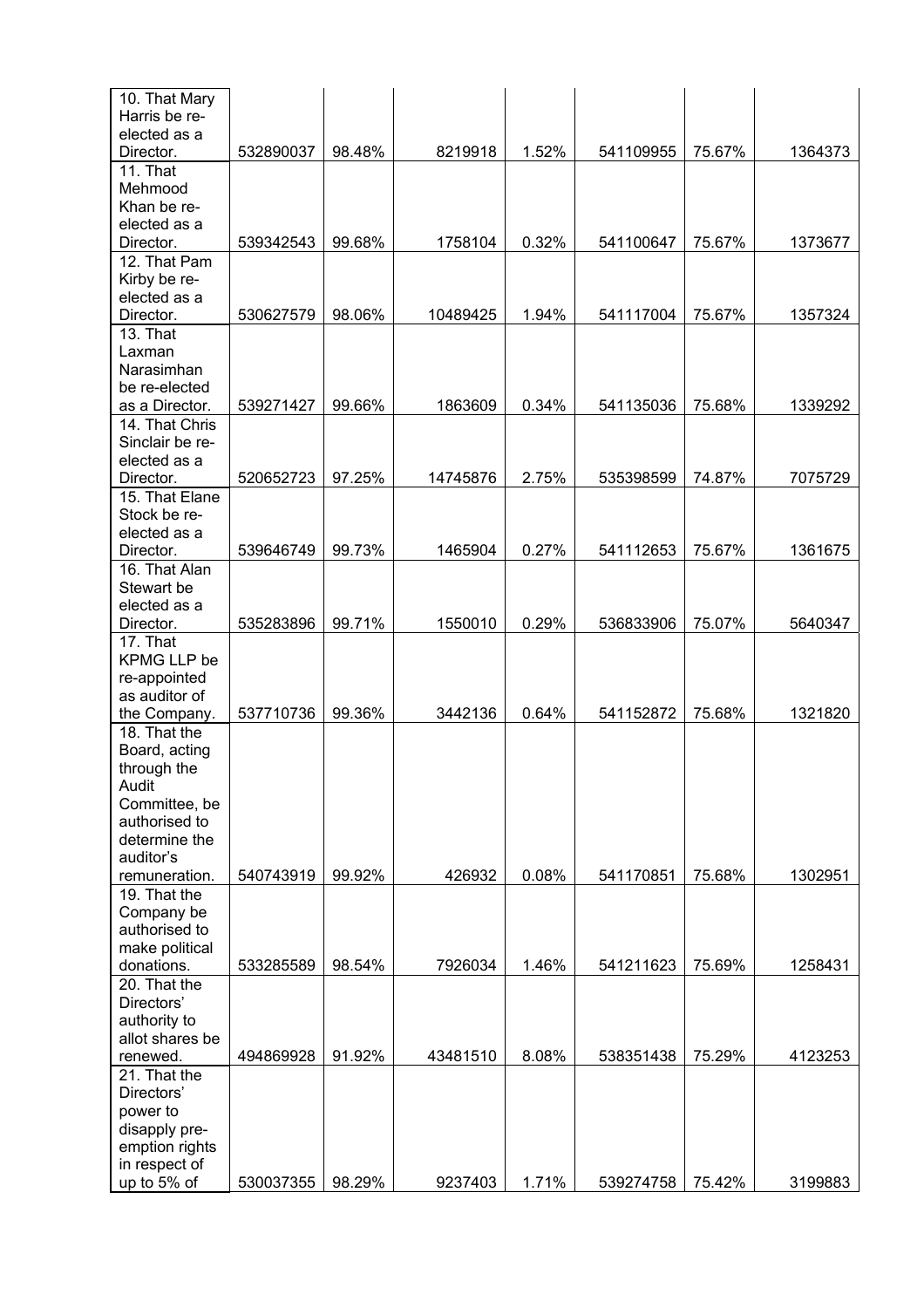| | | | | | | | |
|---|---|---|---|---|---|---|---|
| 10. That Mary Harris be re-elected as a Director. | 532890037 | 98.48% | 8219918 | 1.52% | 541109955 | 75.67% | 1364373 |
| 11. That Mehmood Khan be re-elected as a Director. | 539342543 | 99.68% | 1758104 | 0.32% | 541100647 | 75.67% | 1373677 |
| 12. That Pam Kirby be re-elected as a Director. | 530627579 | 98.06% | 10489425 | 1.94% | 541117004 | 75.67% | 1357324 |
| 13. That Laxman Narasimhan be re-elected as a Director. | 539271427 | 99.66% | 1863609 | 0.34% | 541135036 | 75.68% | 1339292 |
| 14. That Chris Sinclair be re-elected as a Director. | 520652723 | 97.25% | 14745876 | 2.75% | 535398599 | 74.87% | 7075729 |
| 15. That Elane Stock be re-elected as a Director. | 539646749 | 99.73% | 1465904 | 0.27% | 541112653 | 75.67% | 1361675 |
| 16. That Alan Stewart be elected as a Director. | 535283896 | 99.71% | 1550010 | 0.29% | 536833906 | 75.07% | 5640347 |
| 17. That KPMG LLP be re-appointed as auditor of the Company. | 537710736 | 99.36% | 3442136 | 0.64% | 541152872 | 75.68% | 1321820 |
| 18. That the Board, acting through the Audit Committee, be authorised to determine the auditor's remuneration. | 540743919 | 99.92% | 426932 | 0.08% | 541170851 | 75.68% | 1302951 |
| 19. That the Company be authorised to make political donations. | 533285589 | 98.54% | 7926034 | 1.46% | 541211623 | 75.69% | 1258431 |
| 20. That the Directors' authority to allot shares be renewed. | 494869928 | 91.92% | 43481510 | 8.08% | 538351438 | 75.29% | 4123253 |
| 21. That the Directors' power to disapply pre-emption rights in respect of up to 5% of | 530037355 | 98.29% | 9237403 | 1.71% | 539274758 | 75.42% | 3199883 |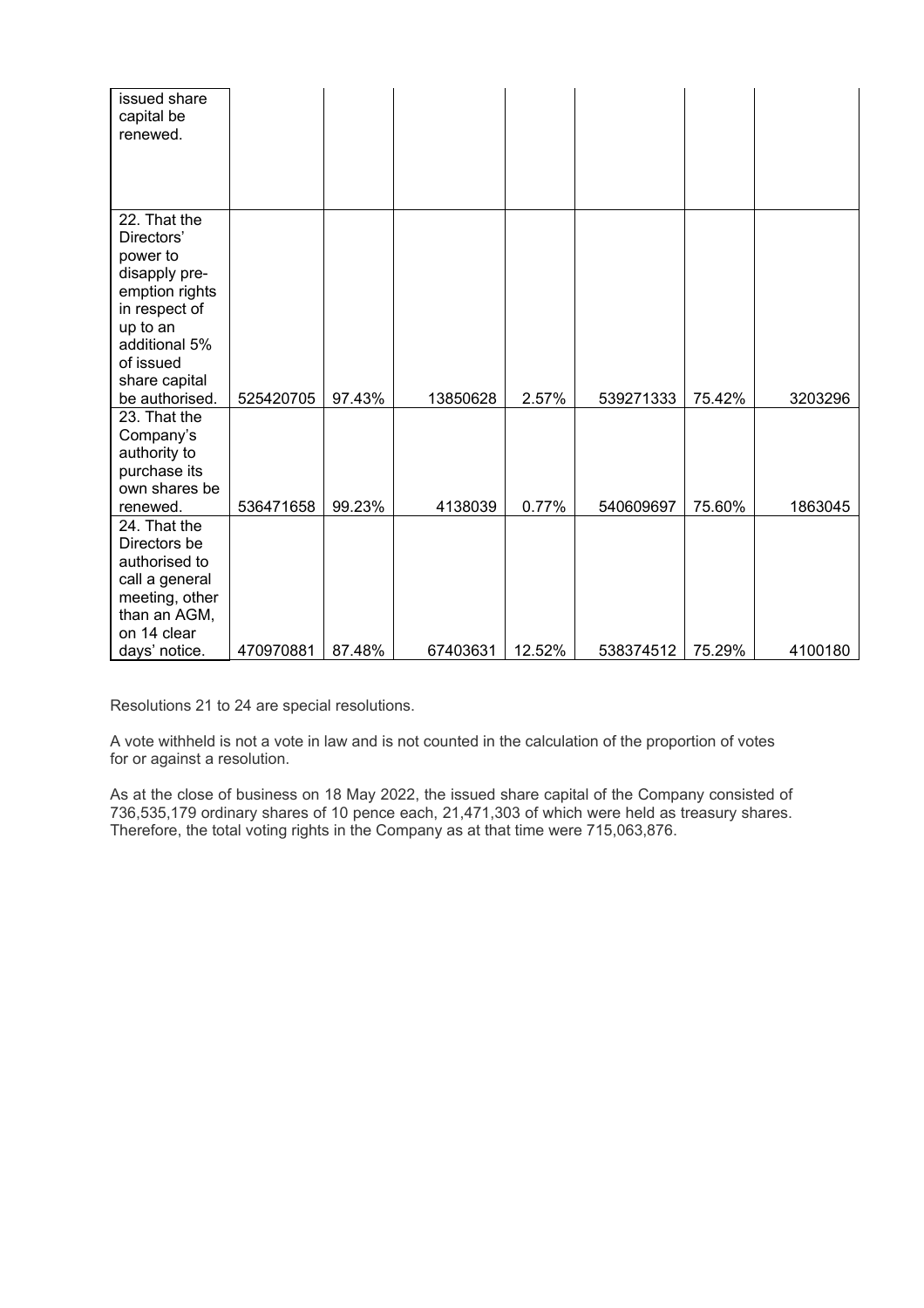| | | | | | | | |
|---|---|---|---|---|---|---|---|
| issued share capital be renewed. | | | | | | | |
| 22. That the Directors' power to disapply pre-emption rights in respect of up to an additional 5% of issued share capital be authorised. | 525420705 | 97.43% | 13850628 | 2.57% | 539271333 | 75.42% | 3203296 |
| 23. That the Company's authority to purchase its own shares be renewed. | 536471658 | 99.23% | 4138039 | 0.77% | 540609697 | 75.60% | 1863045 |
| 24. That the Directors be authorised to call a general meeting, other than an AGM, on 14 clear days' notice. | 470970881 | 87.48% | 67403631 | 12.52% | 538374512 | 75.29% | 4100180 |

Resolutions 21 to 24 are special resolutions.

A vote withheld is not a vote in law and is not counted in the calculation of the proportion of votes for or against a resolution.

As at the close of business on 18 May 2022, the issued share capital of the Company consisted of 736,535,179 ordinary shares of 10 pence each, 21,471,303 of which were held as treasury shares. Therefore, the total voting rights in the Company as at that time were 715,063,876.